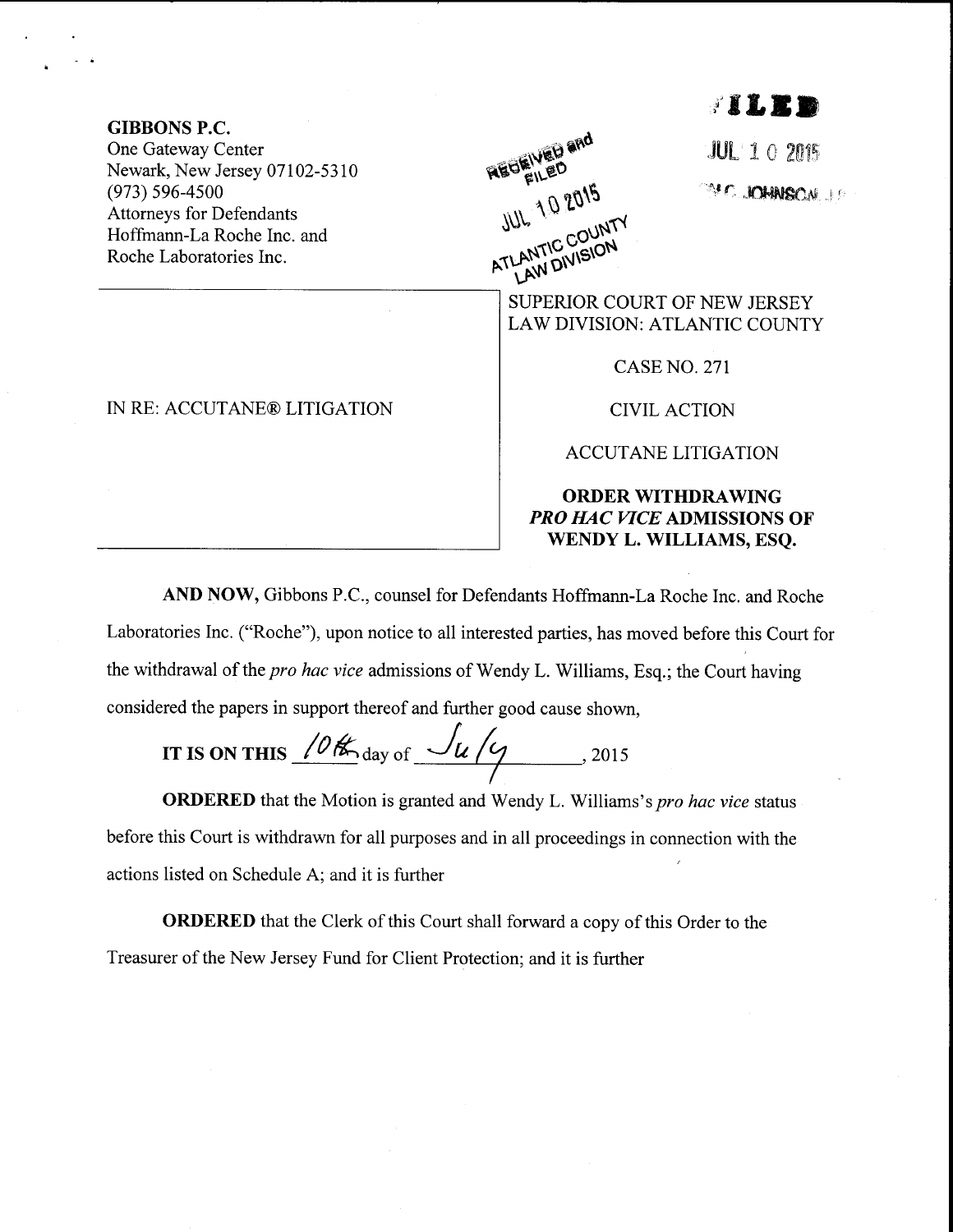**GIBBONS P.C.**
One Gateway Center
Newark, New Jersey 07102-5310
(973) 596-4500
Attorneys for Defendants
Hoffmann-La Roche Inc. and
Roche Laboratories Inc.

RECEIVED and FILED
JUL 10 2015
ATLANTIC COUNTY
LAW DIVISION

FILED
JUL 10 2015
C. JOHNSON, J.S.C.

IN RE: ACCUTANE® LITIGATION

SUPERIOR COURT OF NEW JERSEY
LAW DIVISION: ATLANTIC COUNTY

CASE NO. 271

CIVIL ACTION

ACCUTANE LITIGATION

**ORDER WITHDRAWING *PRO HAC VICE* ADMISSIONS OF WENDY L. WILLIAMS, ESQ.**

**AND NOW,** Gibbons P.C., counsel for Defendants Hoffmann-La Roche Inc. and Roche Laboratories Inc. ("Roche"), upon notice to all interested parties, has moved before this Court for the withdrawal of the *pro hac vice* admissions of Wendy L. Williams, Esq.; the Court having considered the papers in support thereof and further good cause shown,

**IT IS ON THIS** 10th day of July, 2015

**ORDERED** that the Motion is granted and Wendy L. Williams's *pro hac vice* status before this Court is withdrawn for all purposes and in all proceedings in connection with the actions listed on Schedule A; and it is further

**ORDERED** that the Clerk of this Court shall forward a copy of this Order to the Treasurer of the New Jersey Fund for Client Protection; and it is further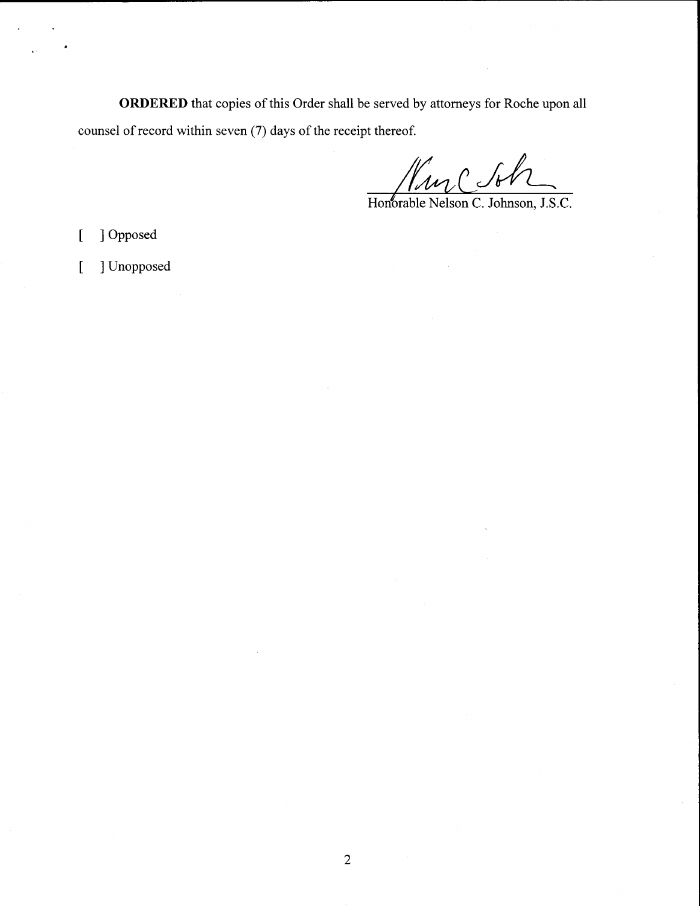**ORDERED** that copies of this Order shall be served by attorneys for Roche upon all counsel of record within seven (7) days of the receipt thereof.

Honorable Nelson C. Johnson, J.S.C.

[ ] Opposed

[ ] Unopposed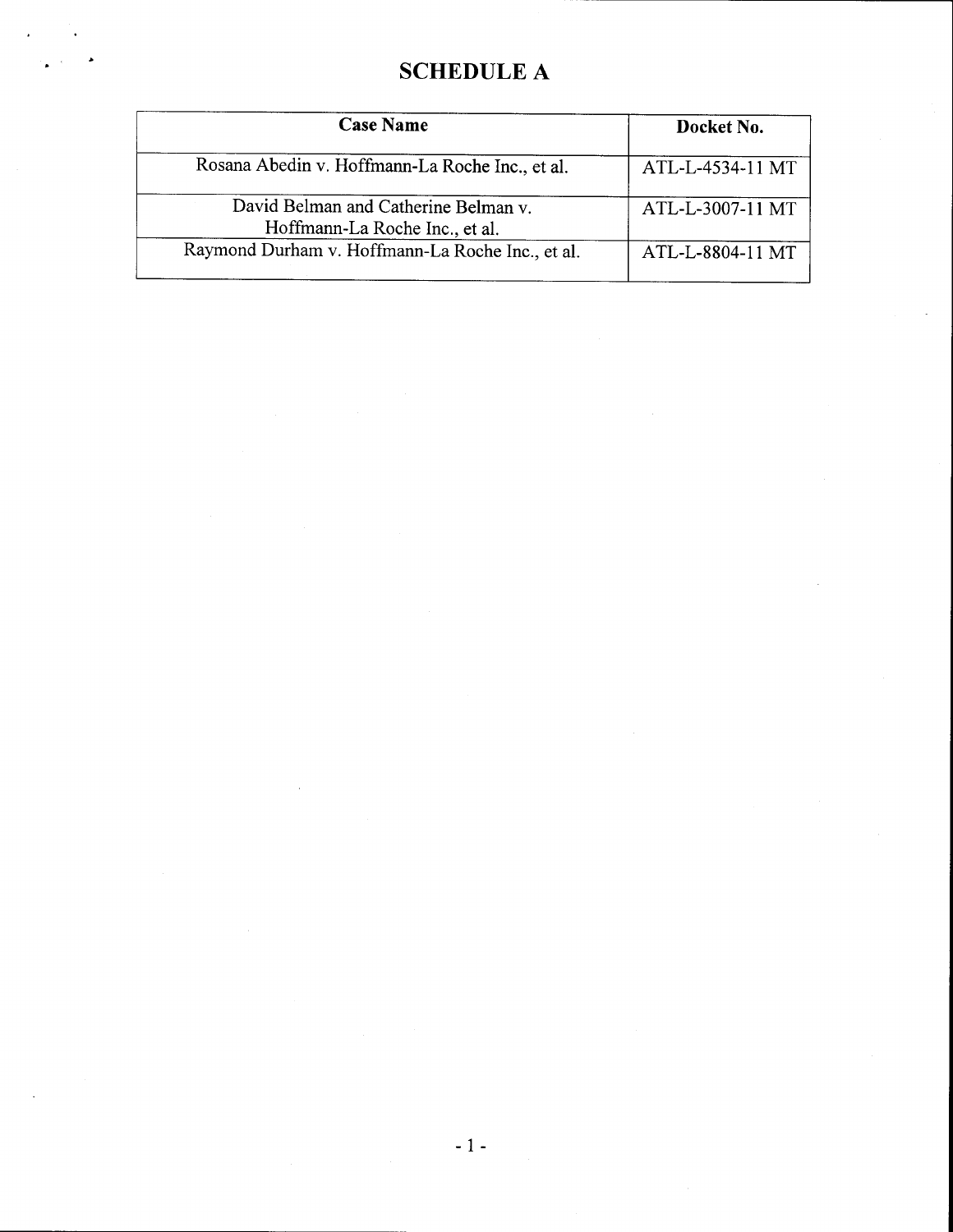# SCHEDULE A

| Case Name | Docket No. |
|---|---|
| Rosana Abedin v. Hoffmann-La Roche Inc., et al. | ATL-L-4534-11 MT |
| David Belman and Catherine Belman v. Hoffmann-La Roche Inc., et al. | ATL-L-3007-11 MT |
| Raymond Durham v. Hoffmann-La Roche Inc., et al. | ATL-L-8804-11 MT |